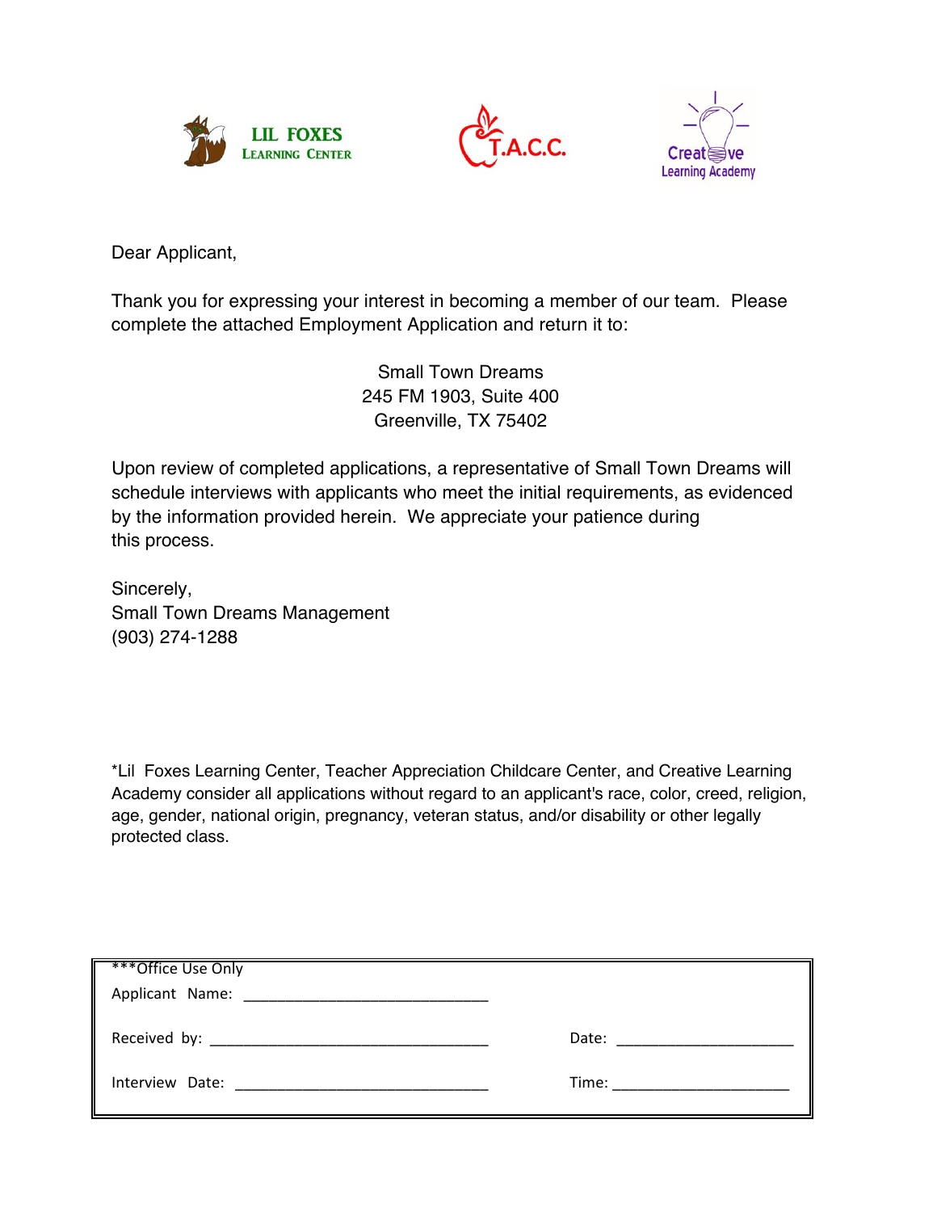LIL FOXES LEARNING CENTER    T.A.C.C.    Creative Learning Academy

Dear Applicant,

Thank you for expressing your interest in becoming a member of our team. Please complete the attached Employment Application and return it to:

Small Town Dreams
245 FM 1903, Suite 400
Greenville, TX 75402

Upon review of completed applications, a representative of Small Town Dreams will schedule interviews with applicants who meet the initial requirements, as evidenced by the information provided herein. We appreciate your patience during this process.

Sincerely,
Small Town Dreams Management
(903) 274-1288

*Lil Foxes Learning Center, Teacher Appreciation Childcare Center, and Creative Learning Academy consider all applications without regard to an applicant's race, color, creed, religion, age, gender, national origin, pregnancy, veteran status, and/or disability or other legally protected class.

***Office Use Only

Applicant Name: ______________________________

Received by: ______________________________ Date: ____________________

Interview Date: ______________________________ Time: ____________________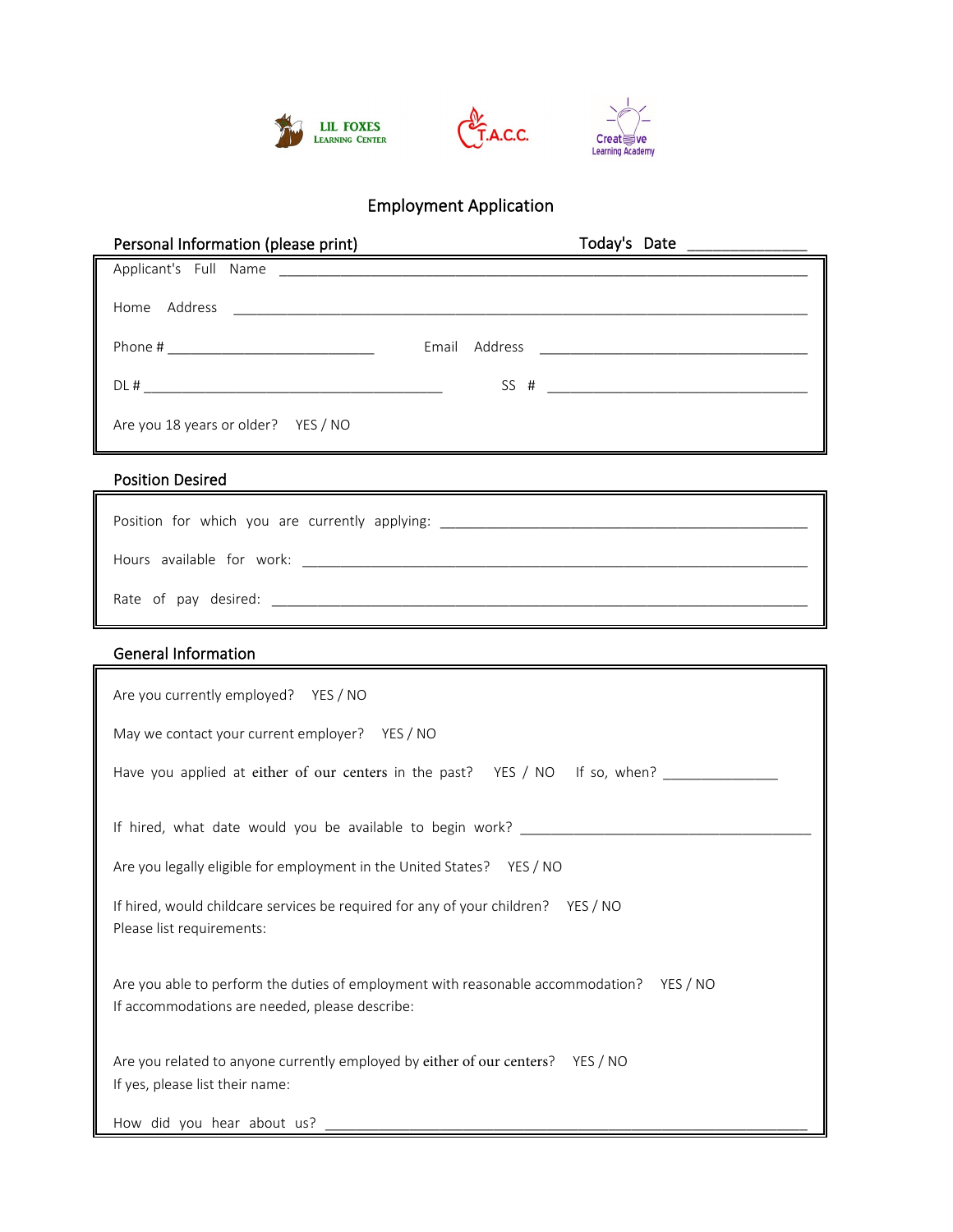LIL FOXES LEARNING CENTER    T.A.C.C.    Creative Learning Academy

# Employment Application

## Personal Information (please print)

Today's Date ______________

Applicant's Full Name ____________________________________________________________

Home Address ____________________________________________________________

Phone # ___________________________ Email Address ____________________________________

DL # _______________________________________ SS # ____________________________________

Are you 18 years or older? YES / NO

## Position Desired

Position for which you are currently applying: _______________________________________________

Hours available for work: _______________________________________________________________

Rate of pay desired: ___________________________________________________________________

## General Information

Are you currently employed? YES / NO

May we contact your current employer? YES / NO

Have you applied at either of our centers in the past? YES / NO If so, when? _______________

If hired, what date would you be available to begin work? ______________________________________

Are you legally eligible for employment in the United States? YES / NO

If hired, would childcare services be required for any of your children? YES / NO
Please list requirements:

Are you able to perform the duties of employment with reasonable accommodation? YES / NO
If accommodations are needed, please describe:

Are you related to anyone currently employed by either of our centers? YES / NO
If yes, please list their name:

How did you hear about us? ____________________________________________________________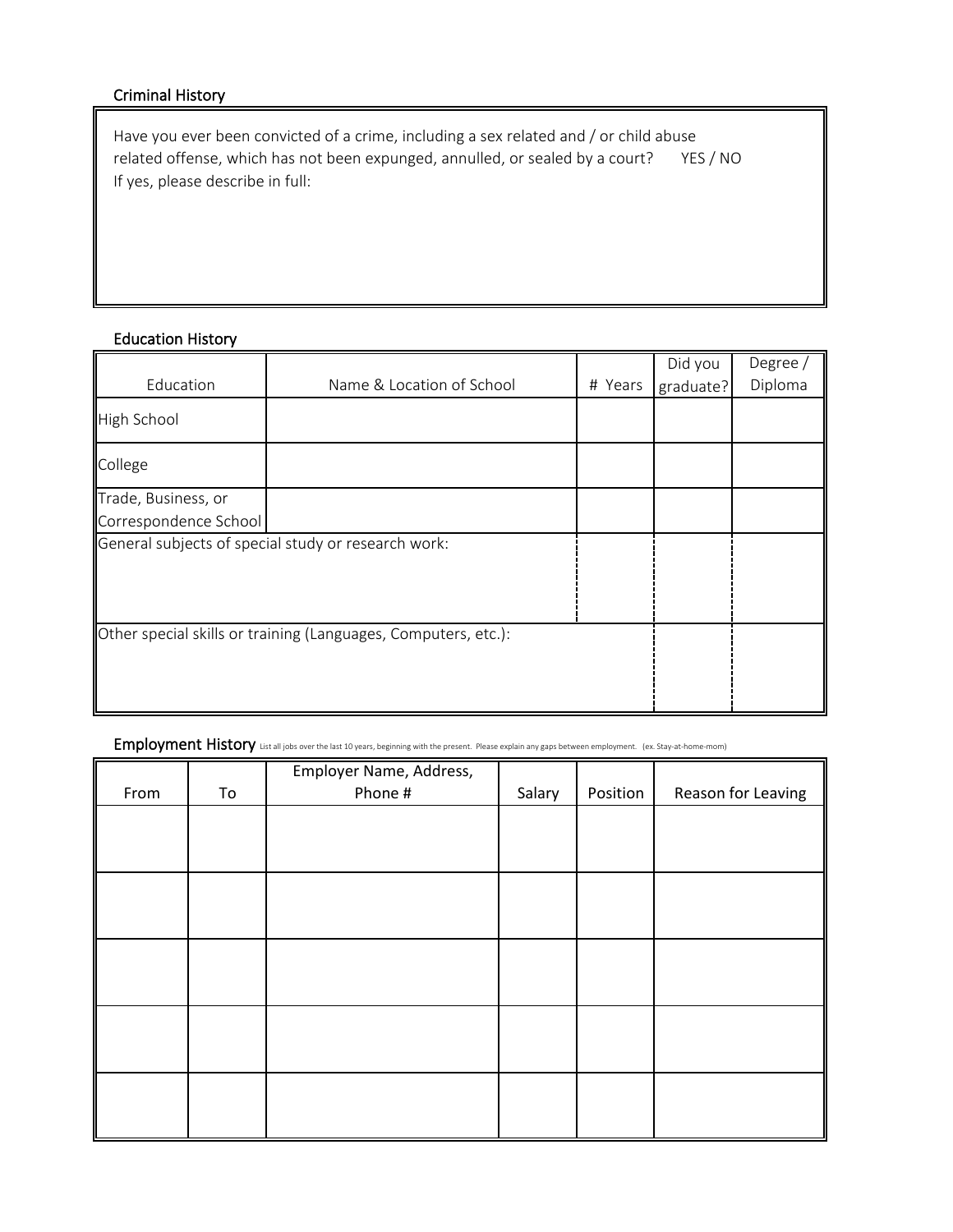## Criminal History

Have you ever been convicted of a crime, including a sex related and / or child abuse related offense, which has not been expunged, annulled, or sealed by a court? YES / NO

If yes, please describe in full:

## Education History

| Education | Name & Location of School | # Years | Did you graduate? | Degree / Diploma |
|---|---|---|---|---|
| High School | | | | |
| College | | | | |
| Trade, Business, or Correspondence School | | | | |
| General subjects of special study or research work: | | | | |
| Other special skills or training (Languages, Computers, etc.): | | | | |

## Employment History

List all jobs over the last 10 years, beginning with the present. Please explain any gaps between employment. (ex. Stay-at-home-mom)

| From | To | Employer Name, Address, Phone # | Salary | Position | Reason for Leaving |
|---|---|---|---|---|---|
| | | | | | |
| | | | | | |
| | | | | | |
| | | | | | |
| | | | | | |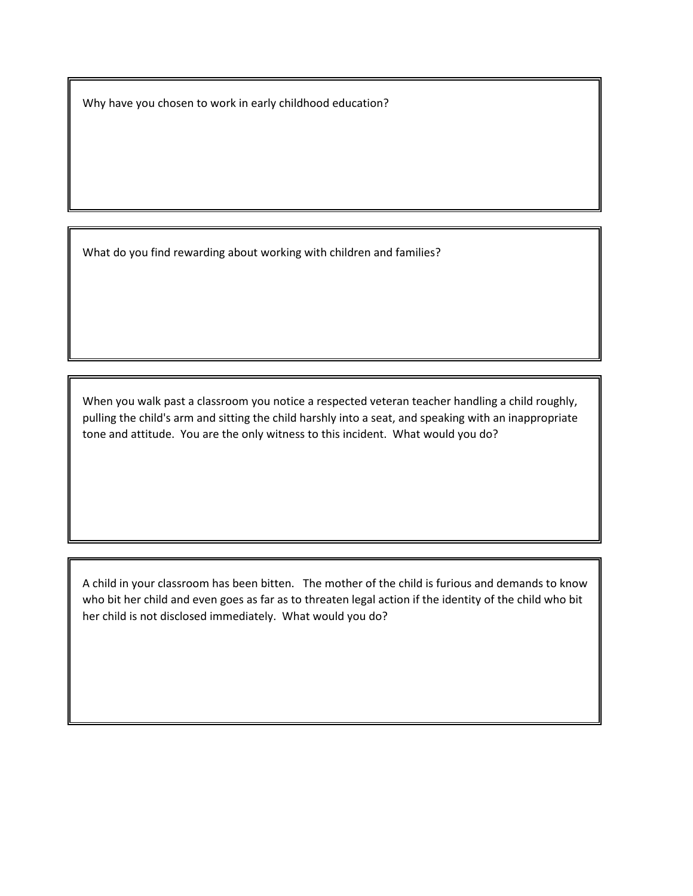Why have you chosen to work in early childhood education?

What do you find rewarding about working with children and families?

When you walk past a classroom you notice a respected veteran teacher handling a child roughly, pulling the child's arm and sitting the child harshly into a seat, and speaking with an inappropriate tone and attitude. You are the only witness to this incident. What would you do?

A child in your classroom has been bitten. The mother of the child is furious and demands to know who bit her child and even goes as far as to threaten legal action if the identity of the child who bit her child is not disclosed immediately. What would you do?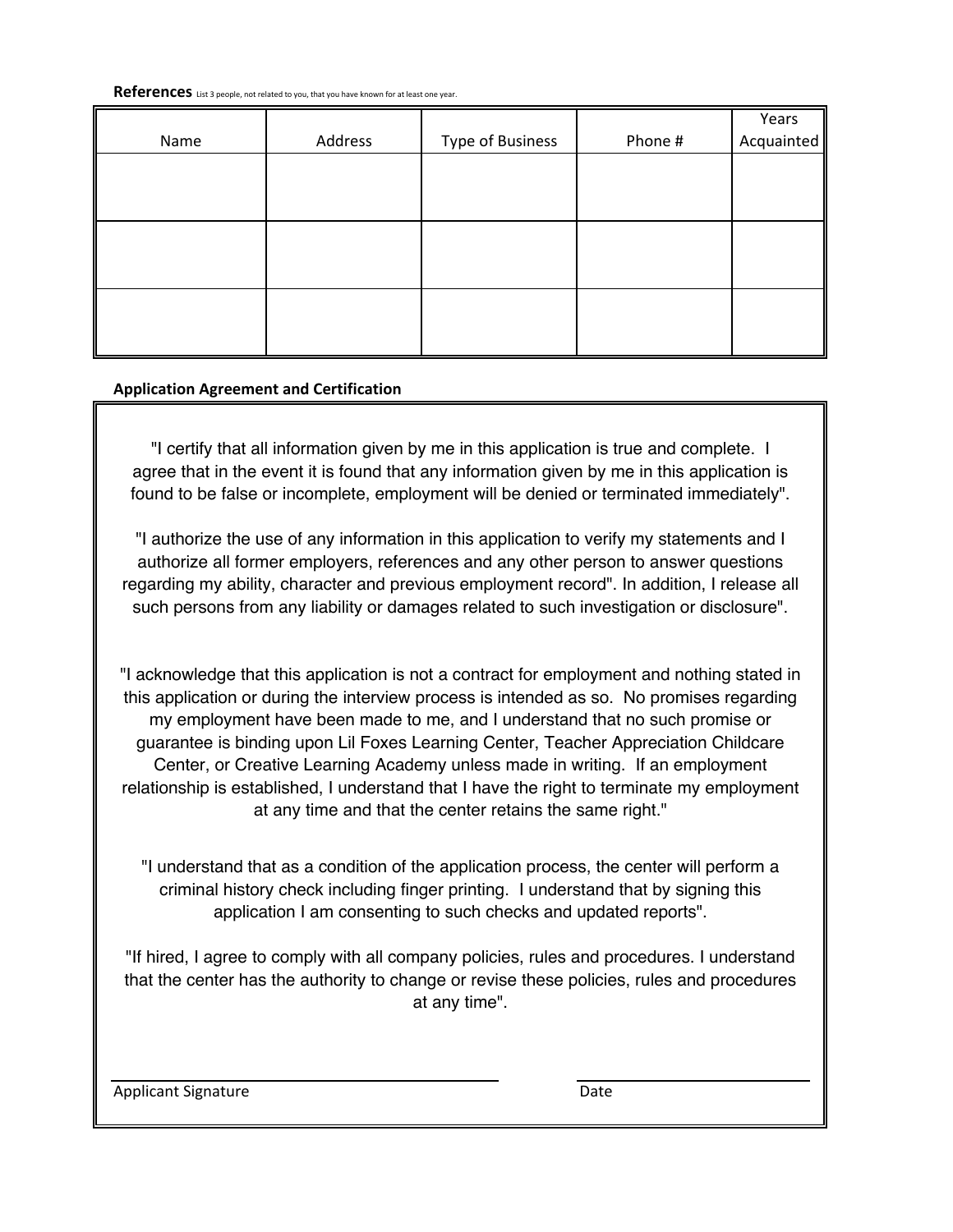**References** List 3 people, not related to you, that you have known for at least one year.

| Name | Address | Type of Business | Phone # | Years Acquainted |
|---|---|---|---|---|
| | | | | |
| | | | | |
| | | | | |

**Application Agreement and Certification**

"I certify that all information given by me in this application is true and complete. I agree that in the event it is found that any information given by me in this application is found to be false or incomplete, employment will be denied or terminated immediately".

"I authorize the use of any information in this application to verify my statements and I authorize all former employers, references and any other person to answer questions regarding my ability, character and previous employment record". In addition, I release all such persons from any liability or damages related to such investigation or disclosure".

"I acknowledge that this application is not a contract for employment and nothing stated in this application or during the interview process is intended as so. No promises regarding my employment have been made to me, and I understand that no such promise or guarantee is binding upon Lil Foxes Learning Center, Teacher Appreciation Childcare Center, or Creative Learning Academy unless made in writing. If an employment relationship is established, I understand that I have the right to terminate my employment at any time and that the center retains the same right."

"I understand that as a condition of the application process, the center will perform a criminal history check including finger printing. I understand that by signing this application I am consenting to such checks and updated reports".

"If hired, I agree to comply with all company policies, rules and procedures. I understand that the center has the authority to change or revise these policies, rules and procedures at any time".

Applicant Signature ______________________ Date ______________